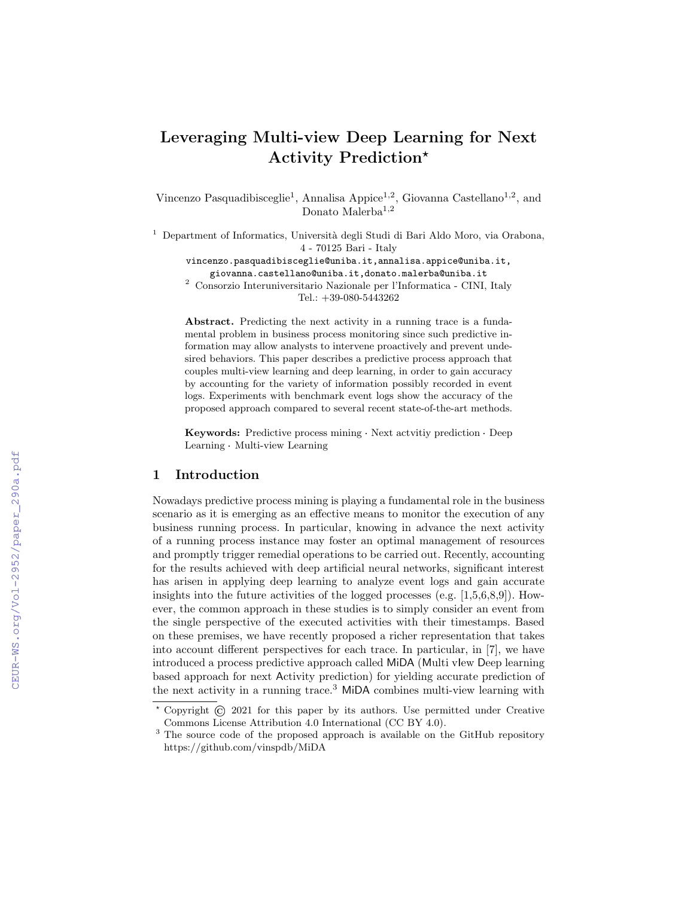# Leveraging Multi-view Deep Learning for Next Activity Prediction*

Vincenzo Pasquadibisceglie[1], Annalisa Appice[1,2], Giovanna Castellano[1,2], and Donato Malerba[1,2]

[1] Department of Informatics, Università degli Studi di Bari Aldo Moro, via Orabona, 4 - 70125 Bari - Italy
vincenzo.pasquadibisceglie@uniba.it,annalisa.appice@uniba.it, giovanna.castellano@uniba.it,donato.malerba@uniba.it

[2] Consorzio Interuniversitario Nazionale per l'Informatica - CINI, Italy
Tel.: +39-080-5443262

**Abstract.** Predicting the next activity in a running trace is a fundamental problem in business process monitoring since such predictive information may allow analysts to intervene proactively and prevent undesired behaviors. This paper describes a predictive process approach that couples multi-view learning and deep learning, in order to gain accuracy by accounting for the variety of information possibly recorded in event logs. Experiments with benchmark event logs show the accuracy of the proposed approach compared to several recent state-of-the-art methods.

**Keywords:** Predictive process mining · Next actvitiy prediction · Deep Learning · Multi-view Learning

## 1 Introduction

Nowadays predictive process mining is playing a fundamental role in the business scenario as it is emerging as an effective means to monitor the execution of any business running process. In particular, knowing in advance the next activity of a running process instance may foster an optimal management of resources and promptly trigger remedial operations to be carried out. Recently, accounting for the results achieved with deep artificial neural networks, significant interest has arisen in applying deep learning to analyze event logs and gain accurate insights into the future activities of the logged processes (e.g. [1,5,6,8,9]). However, the common approach in these studies is to simply consider an event from the single perspective of the executed activities with their timestamps. Based on these premises, we have recently proposed a richer representation that takes into account different perspectives for each trace. In particular, in [7], we have introduced a process predictive approach called MiDA (Multi vIew Deep learning based approach for next Activity prediction) for yielding accurate prediction of the next activity in a running trace.[3] MiDA combines multi-view learning with

---

* Copyright © 2021 for this paper by its authors. Use permitted under Creative Commons License Attribution 4.0 International (CC BY 4.0).

[3] The source code of the proposed approach is available on the GitHub repository https://github.com/vinspdb/MiDA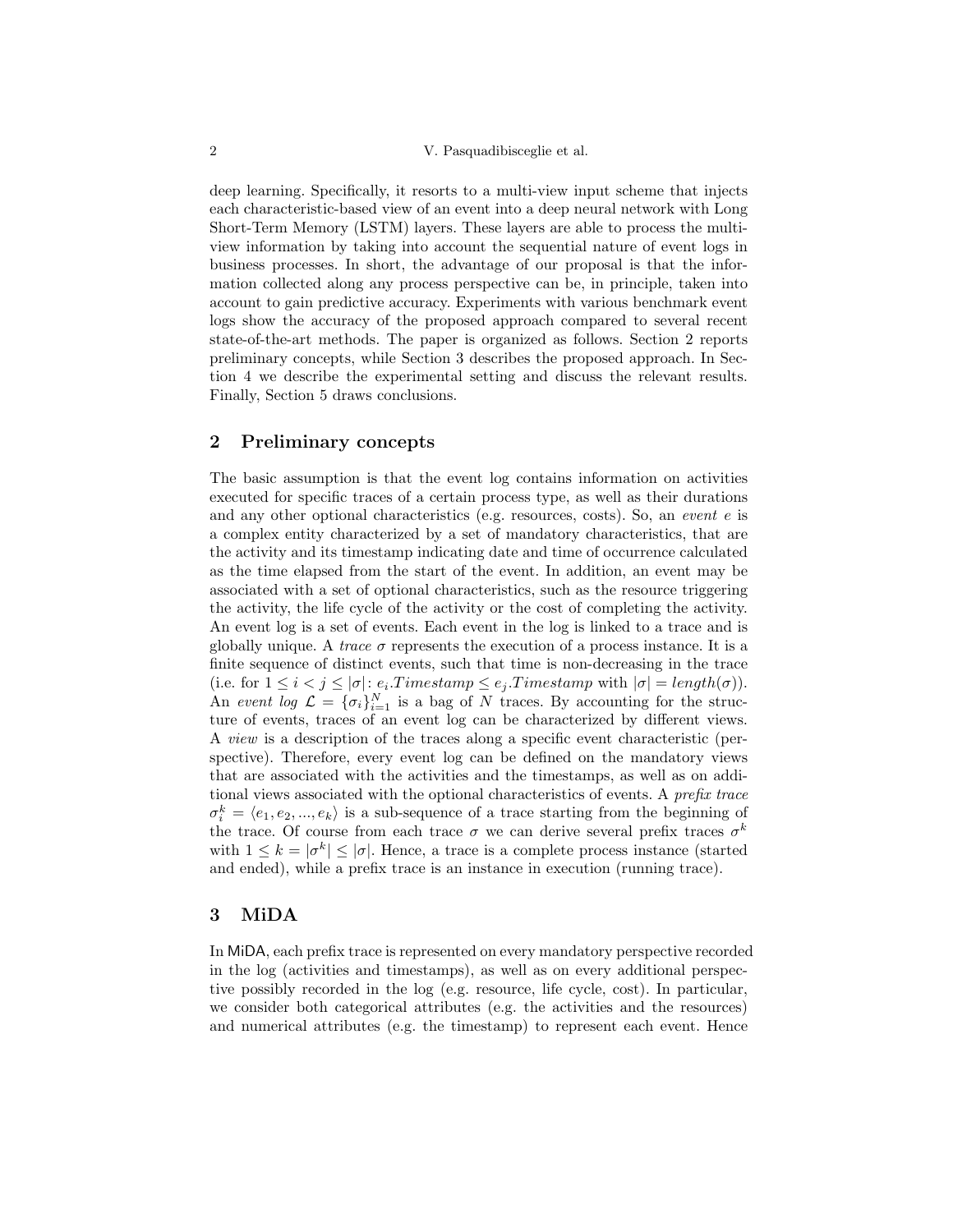deep learning. Specifically, it resorts to a multi-view input scheme that injects each characteristic-based view of an event into a deep neural network with Long Short-Term Memory (LSTM) layers. These layers are able to process the multi-view information by taking into account the sequential nature of event logs in business processes. In short, the advantage of our proposal is that the information collected along any process perspective can be, in principle, taken into account to gain predictive accuracy. Experiments with various benchmark event logs show the accuracy of the proposed approach compared to several recent state-of-the-art methods. The paper is organized as follows. Section 2 reports preliminary concepts, while Section 3 describes the proposed approach. In Section 4 we describe the experimental setting and discuss the relevant results. Finally, Section 5 draws conclusions.

## 2 Preliminary concepts

The basic assumption is that the event log contains information on activities executed for specific traces of a certain process type, as well as their durations and any other optional characteristics (e.g. resources, costs). So, an *event* $e$ is a complex entity characterized by a set of mandatory characteristics, that are the activity and its timestamp indicating date and time of occurrence calculated as the time elapsed from the start of the event. In addition, an event may be associated with a set of optional characteristics, such as the resource triggering the activity, the life cycle of the activity or the cost of completing the activity. An event log is a set of events. Each event in the log is linked to a trace and is globally unique. A *trace* $\sigma$ represents the execution of a process instance. It is a finite sequence of distinct events, such that time is non-decreasing in the trace (i.e. for $1 \leq i < j \leq |\sigma|$: $e_i.Timestamp \leq e_j.Timestamp$ with $|\sigma| = length(\sigma)$). An *event log* $\mathcal{L} = \{\sigma_i\}_{i=1}^{N}$ is a bag of $N$ traces. By accounting for the structure of events, traces of an event log can be characterized by different views. A *view* is a description of the traces along a specific event characteristic (perspective). Therefore, every event log can be defined on the mandatory views that are associated with the activities and the timestamps, as well as on additional views associated with the optional characteristics of events. A *prefix trace* $\sigma_i^k = \langle e_1, e_2, ..., e_k \rangle$ is a sub-sequence of a trace starting from the beginning of the trace. Of course from each trace $\sigma$ we can derive several prefix traces $\sigma^k$ with $1 \leq k = |\sigma^k| \leq |\sigma|$. Hence, a trace is a complete process instance (started and ended), while a prefix trace is an instance in execution (running trace).

## 3 MiDA

In MiDA, each prefix trace is represented on every mandatory perspective recorded in the log (activities and timestamps), as well as on every additional perspective possibly recorded in the log (e.g. resource, life cycle, cost). In particular, we consider both categorical attributes (e.g. the activities and the resources) and numerical attributes (e.g. the timestamp) to represent each event. Hence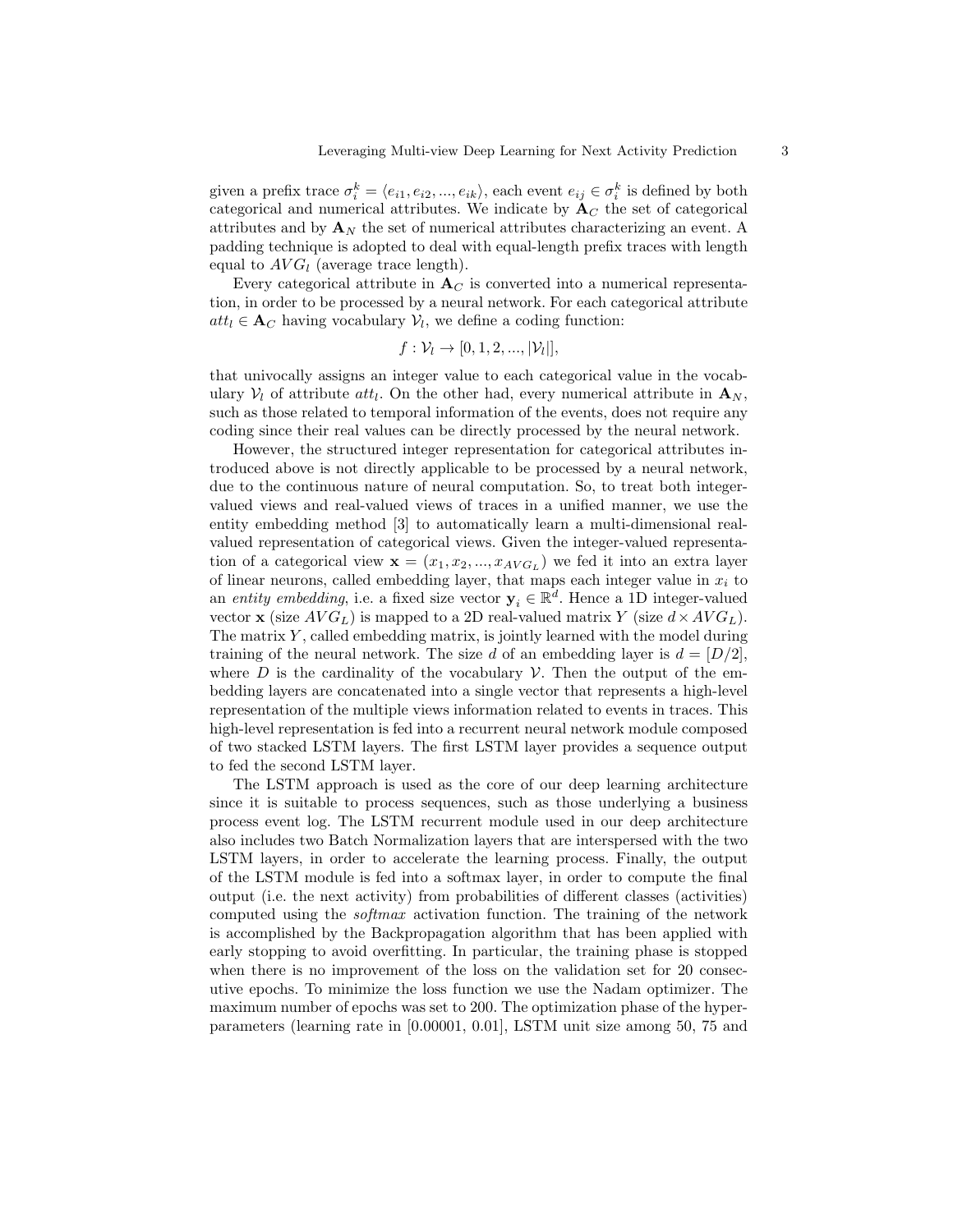given a prefix trace $\sigma_i^k = \langle e_{i1}, e_{i2}, ..., e_{ik} \rangle$, each event $e_{ij} \in \sigma_i^k$ is defined by both categorical and numerical attributes. We indicate by $\mathbf{A}_C$ the set of categorical attributes and by $\mathbf{A}_N$ the set of numerical attributes characterizing an event. A padding technique is adopted to deal with equal-length prefix traces with length equal to $AVG_l$ (average trace length).

Every categorical attribute in $\mathbf{A}_C$ is converted into a numerical representation, in order to be processed by a neural network. For each categorical attribute $att_l \in \mathbf{A}_C$ having vocabulary $\mathcal{V}_l$, we define a coding function:

$$f : \mathcal{V}_l \rightarrow [0, 1, 2, ..., |\mathcal{V}_l|],$$

that univocally assigns an integer value to each categorical value in the vocabulary $\mathcal{V}_l$ of attribute $att_l$. On the other had, every numerical attribute in $\mathbf{A}_N$, such as those related to temporal information of the events, does not require any coding since their real values can be directly processed by the neural network.

However, the structured integer representation for categorical attributes introduced above is not directly applicable to be processed by a neural network, due to the continuous nature of neural computation. So, to treat both integer-valued views and real-valued views of traces in a unified manner, we use the entity embedding method [3] to automatically learn a multi-dimensional real-valued representation of categorical views. Given the integer-valued representation of a categorical view $\mathbf{x} = (x_1, x_2, ..., x_{AVG_L})$ we fed it into an extra layer of linear neurons, called embedding layer, that maps each integer value in $x_i$ to an *entity embedding*, i.e. a fixed size vector $\mathbf{y}_i \in \mathbb{R}^d$. Hence a 1D integer-valued vector $\mathbf{x}$ (size $AVG_L$) is mapped to a 2D real-valued matrix $Y$ (size $d \times AVG_L$). The matrix $Y$, called embedding matrix, is jointly learned with the model during training of the neural network. The size $d$ of an embedding layer is $d = [D/2]$, where $D$ is the cardinality of the vocabulary $\mathcal{V}$. Then the output of the embedding layers are concatenated into a single vector that represents a high-level representation of the multiple views information related to events in traces. This high-level representation is fed into a recurrent neural network module composed of two stacked LSTM layers. The first LSTM layer provides a sequence output to fed the second LSTM layer.

The LSTM approach is used as the core of our deep learning architecture since it is suitable to process sequences, such as those underlying a business process event log. The LSTM recurrent module used in our deep architecture also includes two Batch Normalization layers that are interspersed with the two LSTM layers, in order to accelerate the learning process. Finally, the output of the LSTM module is fed into a softmax layer, in order to compute the final output (i.e. the next activity) from probabilities of different classes (activities) computed using the *softmax* activation function. The training of the network is accomplished by the Backpropagation algorithm that has been applied with early stopping to avoid overfitting. In particular, the training phase is stopped when there is no improvement of the loss on the validation set for 20 consecutive epochs. To minimize the loss function we use the Nadam optimizer. The maximum number of epochs was set to 200. The optimization phase of the hyper-parameters (learning rate in [0.00001, 0.01], LSTM unit size among 50, 75 and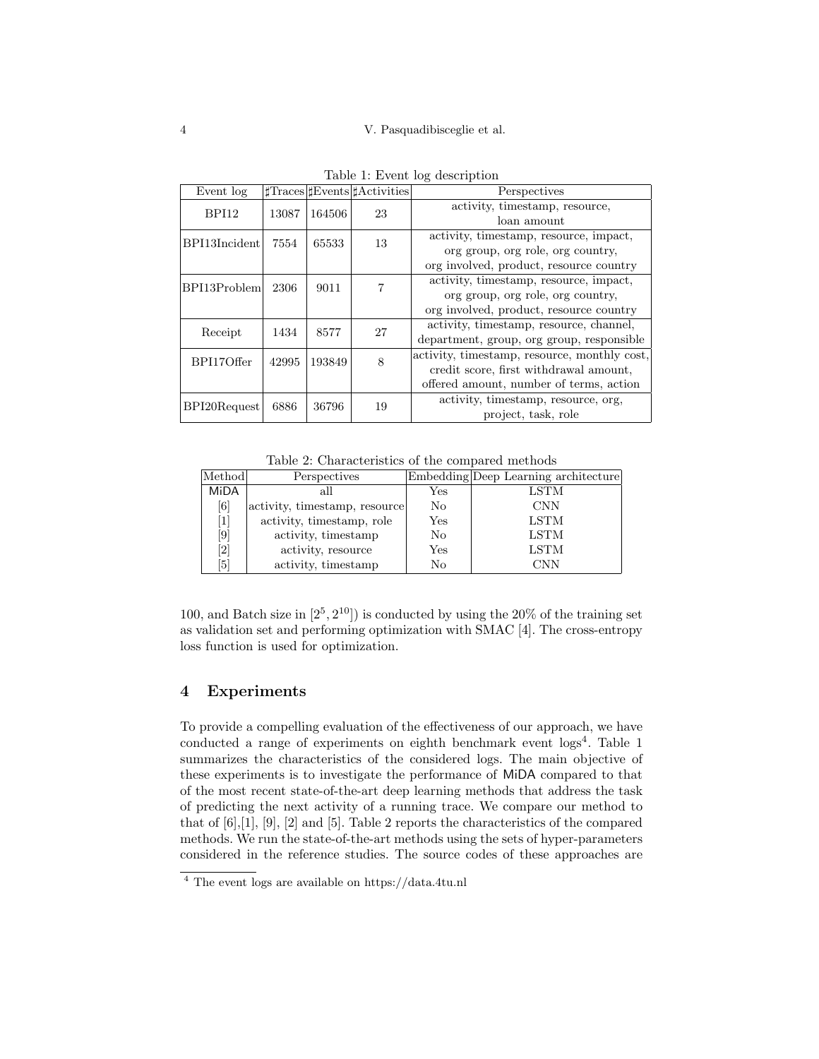Table 1: Event log description

| Event log | ♯Traces | ♯Events | ♯Activities | Perspectives |
|---|---|---|---|---|
| BPI12 | 13087 | 164506 | 23 | activity, timestamp, resource, loan amount |
| BPI13Incident | 7554 | 65533 | 13 | activity, timestamp, resource, impact, org group, org role, org country, org involved, product, resource country |
| BPI13Problem | 2306 | 9011 | 7 | activity, timestamp, resource, impact, org group, org role, org country, org involved, product, resource country |
| Receipt | 1434 | 8577 | 27 | activity, timestamp, resource, channel, department, group, org group, responsible |
| BPI17Offer | 42995 | 193849 | 8 | activity, timestamp, resource, monthly cost, credit score, first withdrawal amount, offered amount, number of terms, action |
| BPI20Request | 6886 | 36796 | 19 | activity, timestamp, resource, org, project, task, role |

Table 2: Characteristics of the compared methods

| Method | Perspectives | Embedding | Deep Learning architecture |
|---|---|---|---|
| MiDA | all | Yes | LSTM |
| [6] | activity, timestamp, resource | No | CNN |
| [1] | activity, timestamp, role | Yes | LSTM |
| [9] | activity, timestamp | No | LSTM |
| [2] | activity, resource | Yes | LSTM |
| [5] | activity, timestamp | No | CNN |

100, and Batch size in $[2^5, 2^{10}]$) is conducted by using the 20% of the training set as validation set and performing optimization with SMAC [4]. The cross-entropy loss function is used for optimization.

## 4 Experiments

To provide a compelling evaluation of the effectiveness of our approach, we have conducted a range of experiments on eighth benchmark event logs[4]. Table 1 summarizes the characteristics of the considered logs. The main objective of these experiments is to investigate the performance of MiDA compared to that of the most recent state-of-the-art deep learning methods that address the task of predicting the next activity of a running trace. We compare our method to that of [6],[1], [9], [2] and [5]. Table 2 reports the characteristics of the compared methods. We run the state-of-the-art methods using the sets of hyper-parameters considered in the reference studies. The source codes of these approaches are

[4] The event logs are available on https://data.4tu.nl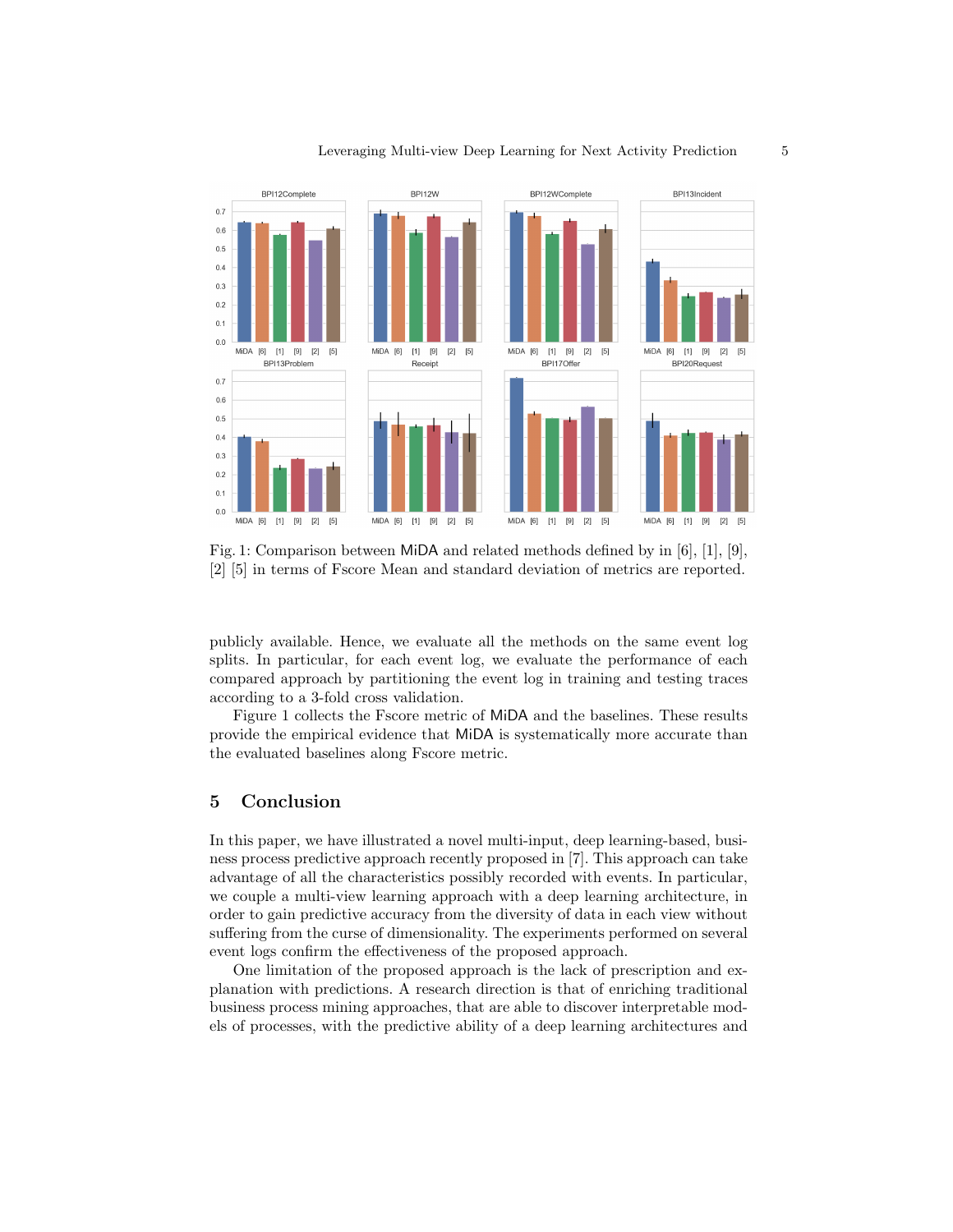Fig. 1: Comparison between MiDA and related methods defined by in [6], [1], [9], [2] [5] in terms of Fscore Mean and standard deviation of metrics are reported.

publicly available. Hence, we evaluate all the methods on the same event log splits. In particular, for each event log, we evaluate the performance of each compared approach by partitioning the event log in training and testing traces according to a 3-fold cross validation.

Figure 1 collects the Fscore metric of MiDA and the baselines. These results provide the empirical evidence that MiDA is systematically more accurate than the evaluated baselines along Fscore metric.

## 5 Conclusion

In this paper, we have illustrated a novel multi-input, deep learning-based, business process predictive approach recently proposed in [7]. This approach can take advantage of all the characteristics possibly recorded with events. In particular, we couple a multi-view learning approach with a deep learning architecture, in order to gain predictive accuracy from the diversity of data in each view without suffering from the curse of dimensionality. The experiments performed on several event logs confirm the effectiveness of the proposed approach.

One limitation of the proposed approach is the lack of prescription and explanation with predictions. A research direction is that of enriching traditional business process mining approaches, that are able to discover interpretable models of processes, with the predictive ability of a deep learning architectures and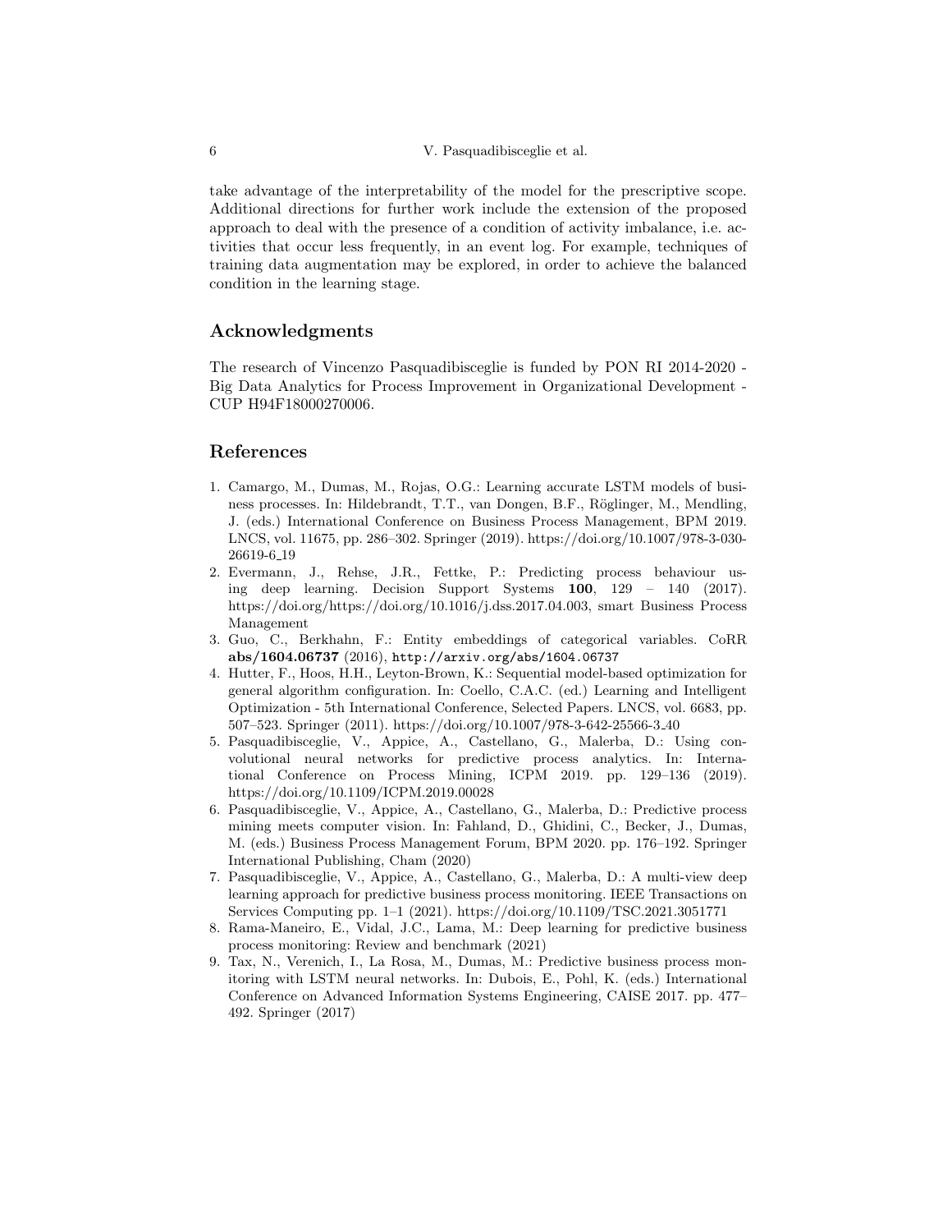take advantage of the interpretability of the model for the prescriptive scope. Additional directions for further work include the extension of the proposed approach to deal with the presence of a condition of activity imbalance, i.e. activities that occur less frequently, in an event log. For example, techniques of training data augmentation may be explored, in order to achieve the balanced condition in the learning stage.

## Acknowledgments

The research of Vincenzo Pasquadibisceglie is funded by PON RI 2014-2020 - Big Data Analytics for Process Improvement in Organizational Development - CUP H94F18000270006.

## References

1. Camargo, M., Dumas, M., Rojas, O.G.: Learning accurate LSTM models of business processes. In: Hildebrandt, T.T., van Dongen, B.F., Röglinger, M., Mendling, J. (eds.) International Conference on Business Process Management, BPM 2019. LNCS, vol. 11675, pp. 286–302. Springer (2019). https://doi.org/10.1007/978-3-030-26619-6_19
2. Evermann, J., Rehse, J.R., Fettke, P.: Predicting process behaviour using deep learning. Decision Support Systems **100**, 129 – 140 (2017). https://doi.org/https://doi.org/10.1016/j.dss.2017.04.003, smart Business Process Management
3. Guo, C., Berkhahn, F.: Entity embeddings of categorical variables. CoRR **abs/1604.06737** (2016), http://arxiv.org/abs/1604.06737
4. Hutter, F., Hoos, H.H., Leyton-Brown, K.: Sequential model-based optimization for general algorithm configuration. In: Coello, C.A.C. (ed.) Learning and Intelligent Optimization - 5th International Conference, Selected Papers. LNCS, vol. 6683, pp. 507–523. Springer (2011). https://doi.org/10.1007/978-3-642-25566-3_40
5. Pasquadibisceglie, V., Appice, A., Castellano, G., Malerba, D.: Using convolutional neural networks for predictive process analytics. In: International Conference on Process Mining, ICPM 2019. pp. 129–136 (2019). https://doi.org/10.1109/ICPM.2019.00028
6. Pasquadibisceglie, V., Appice, A., Castellano, G., Malerba, D.: Predictive process mining meets computer vision. In: Fahland, D., Ghidini, C., Becker, J., Dumas, M. (eds.) Business Process Management Forum, BPM 2020. pp. 176–192. Springer International Publishing, Cham (2020)
7. Pasquadibisceglie, V., Appice, A., Castellano, G., Malerba, D.: A multi-view deep learning approach for predictive business process monitoring. IEEE Transactions on Services Computing pp. 1–1 (2021). https://doi.org/10.1109/TSC.2021.3051771
8. Rama-Maneiro, E., Vidal, J.C., Lama, M.: Deep learning for predictive business process monitoring: Review and benchmark (2021)
9. Tax, N., Verenich, I., La Rosa, M., Dumas, M.: Predictive business process monitoring with LSTM neural networks. In: Dubois, E., Pohl, K. (eds.) International Conference on Advanced Information Systems Engineering, CAISE 2017. pp. 477–492. Springer (2017)